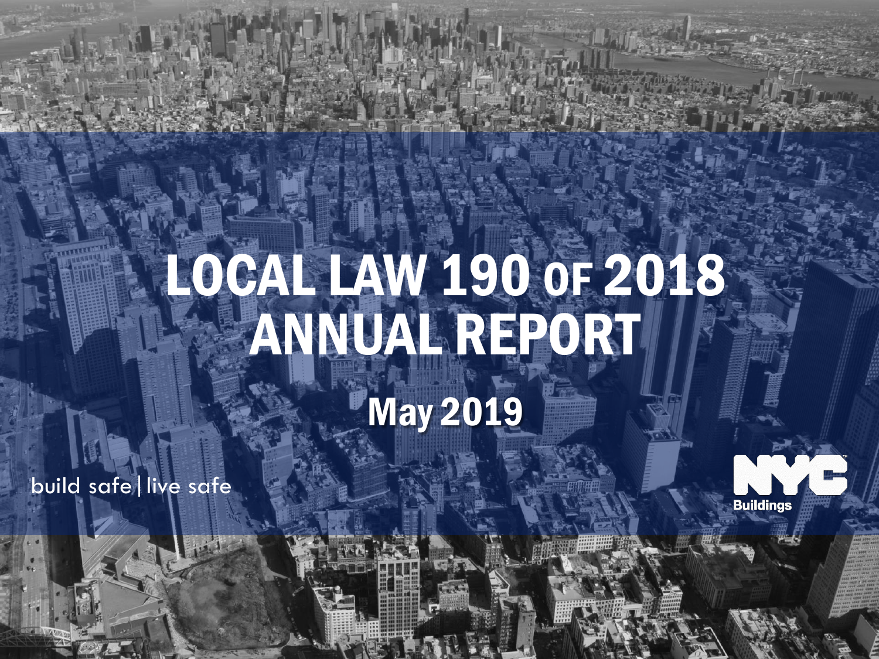# LOCAL LAW 190 OF 2018 ANNUAL REPORT

## May 2019

build safe | live safe

NYC Buildings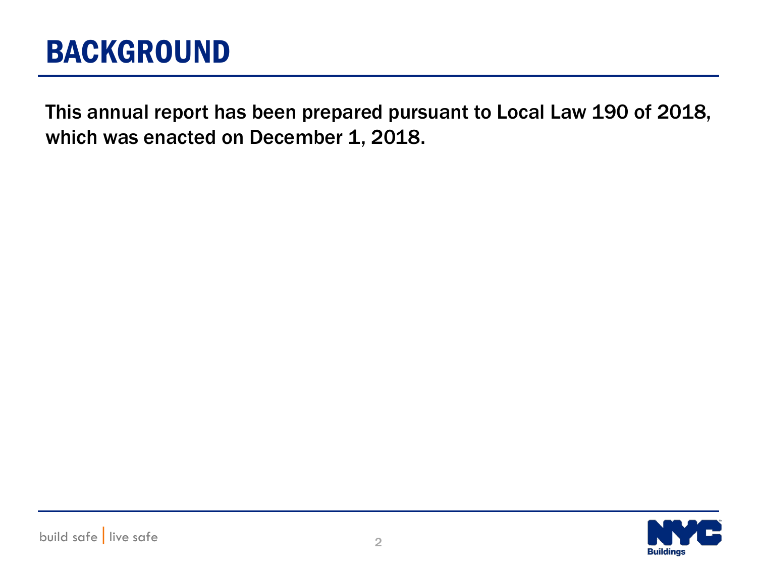# BACKGROUND

This annual report has been prepared pursuant to Local Law 190 of 2018, which was enacted on December 1, 2018.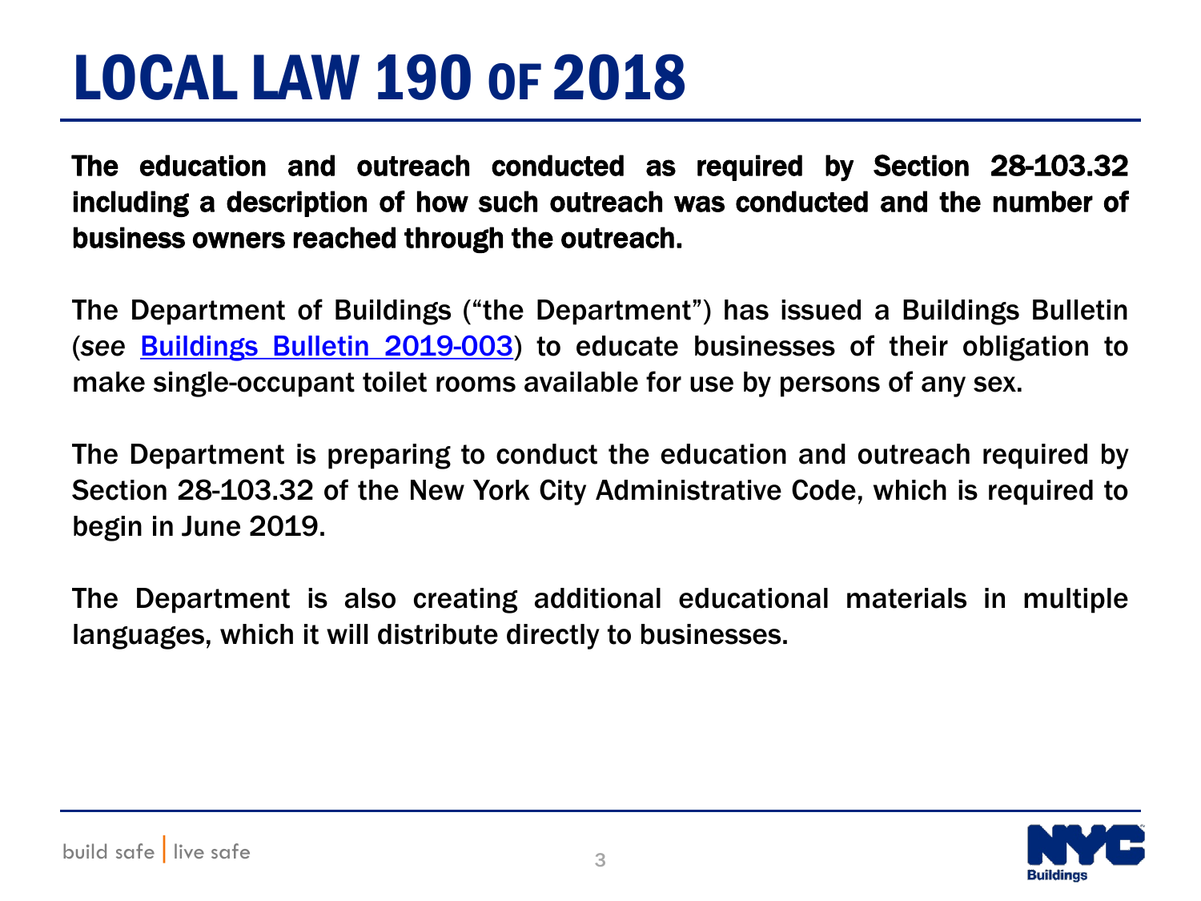# LOCAL LAW 190 OF 2018

**The education and outreach conducted as required by Section 28-103.32 including a description of how such outreach was conducted and the number of business owners reached through the outreach.**

The Department of Buildings ("the Department") has issued a Buildings Bulletin (*see* Buildings Bulletin 2019-003) to educate businesses of their obligation to make single-occupant toilet rooms available for use by persons of any sex.

The Department is preparing to conduct the education and outreach required by Section 28-103.32 of the New York City Administrative Code, which is required to begin in June 2019.

The Department is also creating additional educational materials in multiple languages, which it will distribute directly to businesses.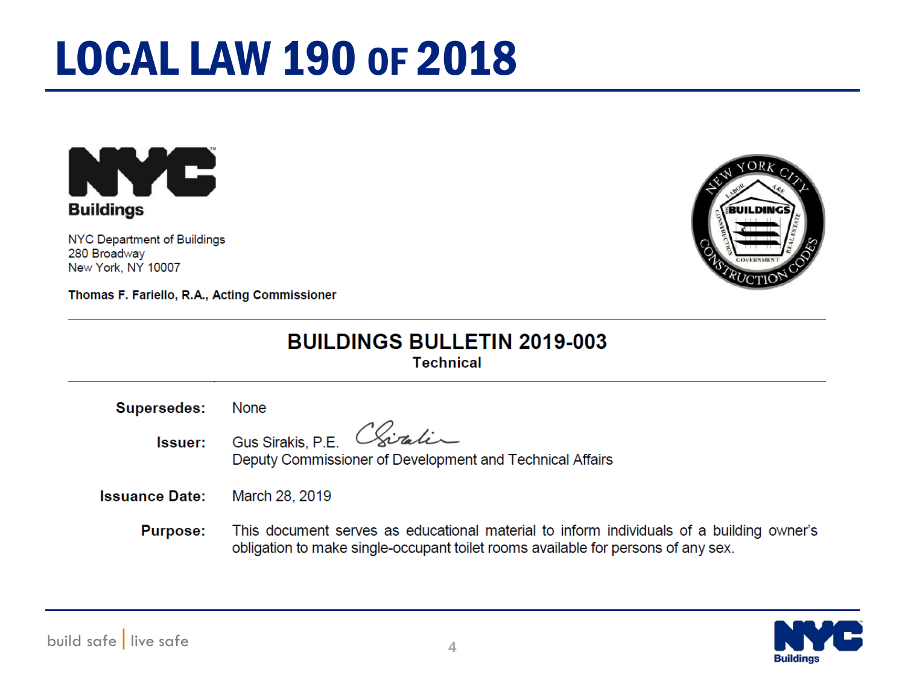# LOCAL LAW 190 OF 2018

**Buildings**

NYC Department of Buildings
280 Broadway
New York, NY 10007

**Thomas F. Fariello, R.A., Acting Commissioner**

## BUILDINGS BULLETIN 2019-003

**Technical**

**Supersedes:** None

**Issuer:** Gus Sirakis, P.E.
Deputy Commissioner of Development and Technical Affairs

**Issuance Date:** March 28, 2019

**Purpose:** This document serves as educational material to inform individuals of a building owner's obligation to make single-occupant toilet rooms available for persons of any sex.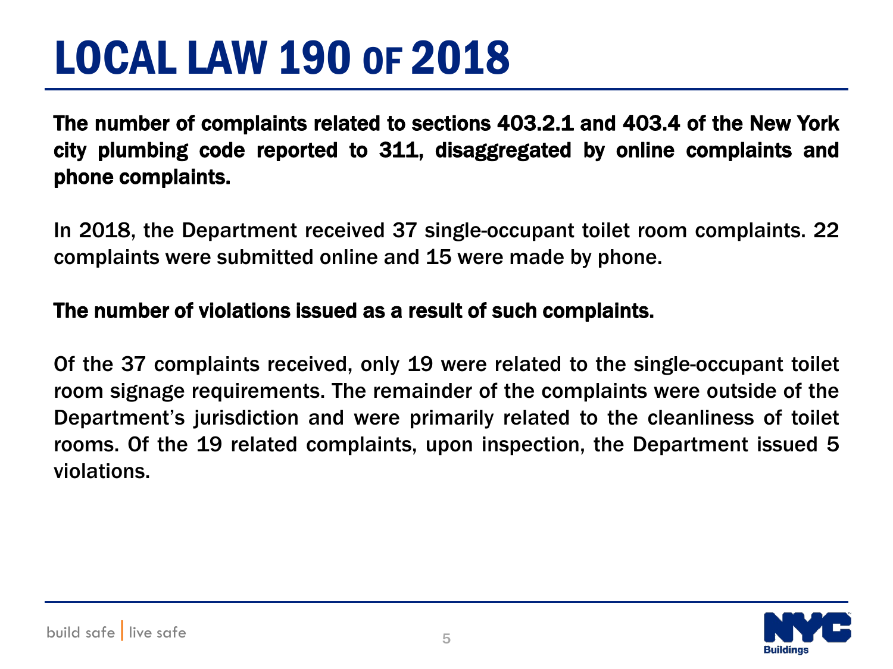# LOCAL LAW 190 OF 2018

**The number of complaints related to sections 403.2.1 and 403.4 of the New York city plumbing code reported to 311, disaggregated by online complaints and phone complaints.**

In 2018, the Department received 37 single-occupant toilet room complaints. 22 complaints were submitted online and 15 were made by phone.

**The number of violations issued as a result of such complaints.**

Of the 37 complaints received, only 19 were related to the single-occupant toilet room signage requirements. The remainder of the complaints were outside of the Department's jurisdiction and were primarily related to the cleanliness of toilet rooms. Of the 19 related complaints, upon inspection, the Department issued 5 violations.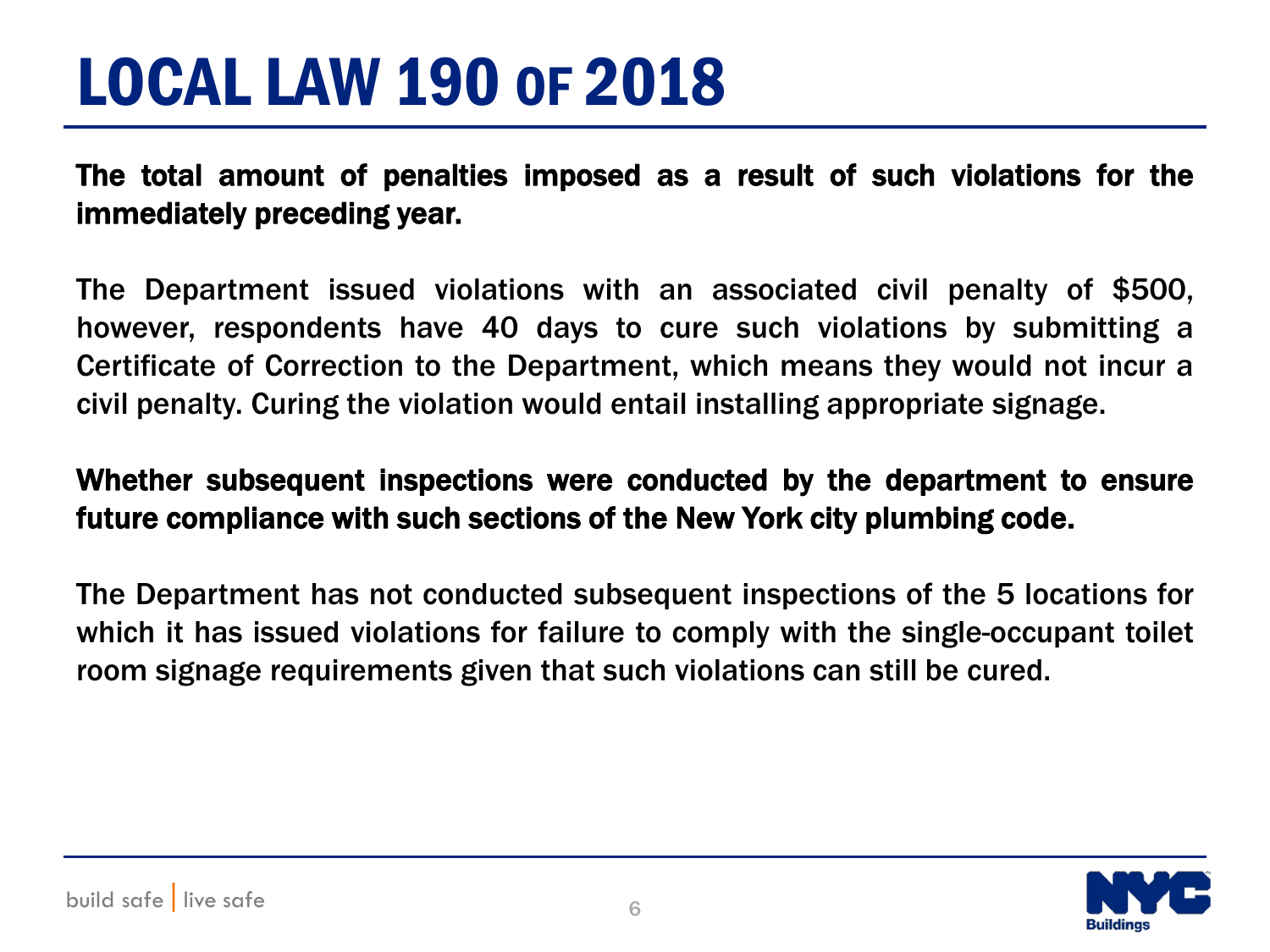# LOCAL LAW 190 OF 2018

**The total amount of penalties imposed as a result of such violations for the immediately preceding year.**

The Department issued violations with an associated civil penalty of $500, however, respondents have 40 days to cure such violations by submitting a Certificate of Correction to the Department, which means they would not incur a civil penalty. Curing the violation would entail installing appropriate signage.

**Whether subsequent inspections were conducted by the department to ensure future compliance with such sections of the New York city plumbing code.**

The Department has not conducted subsequent inspections of the 5 locations for which it has issued violations for failure to comply with the single-occupant toilet room signage requirements given that such violations can still be cured.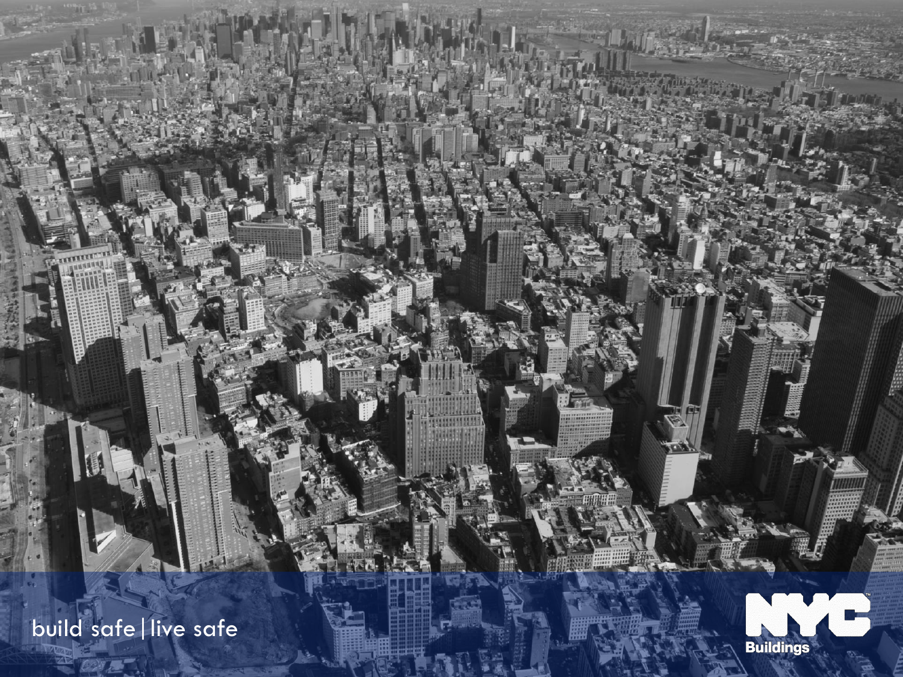build safe | live safe

NYC Buildings